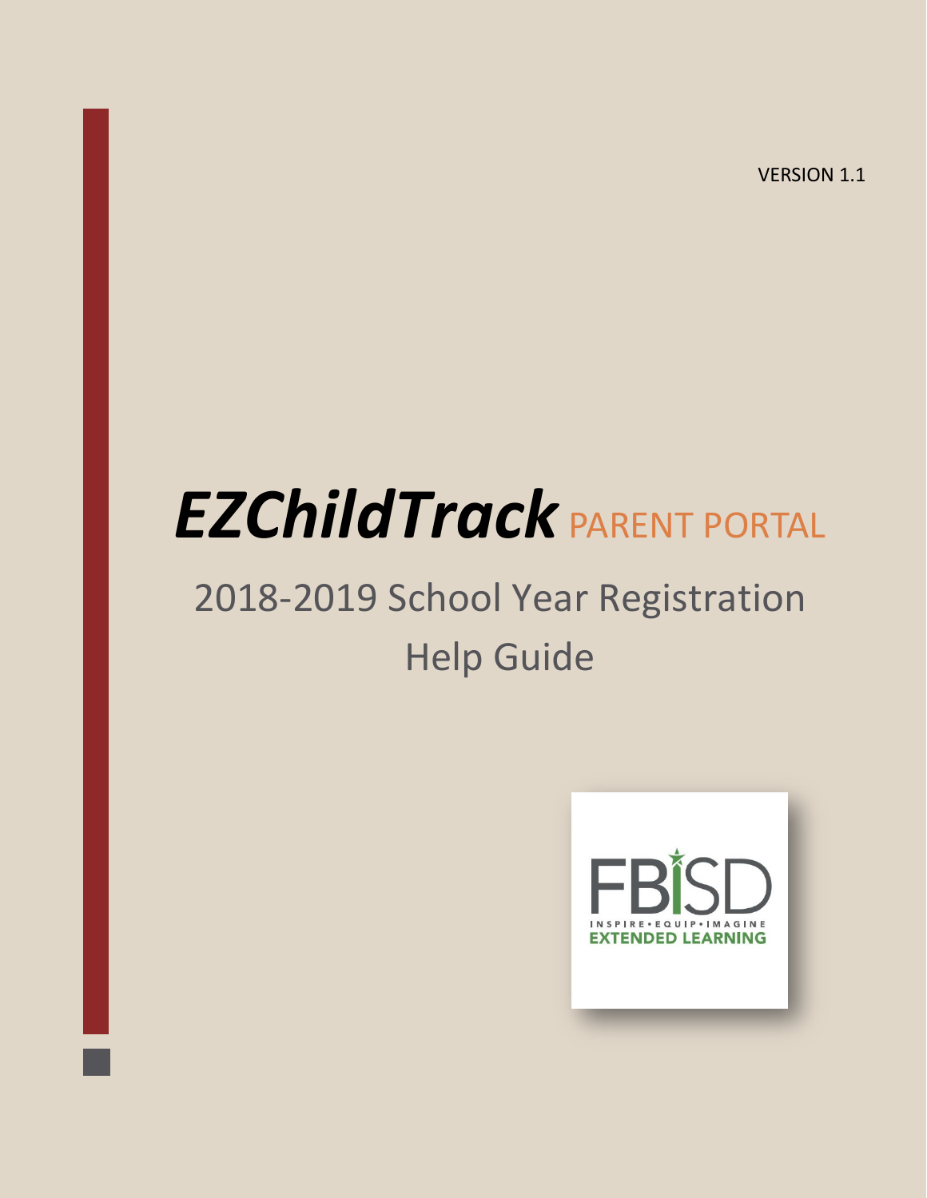VERSION 1.1

# *EZChildTrack* PARENT PORTAL

## 2018-2019 School Year Registration Help Guide

FBISD
INSPIRE • EQUIP • IMAGINE
EXTENDED LEARNING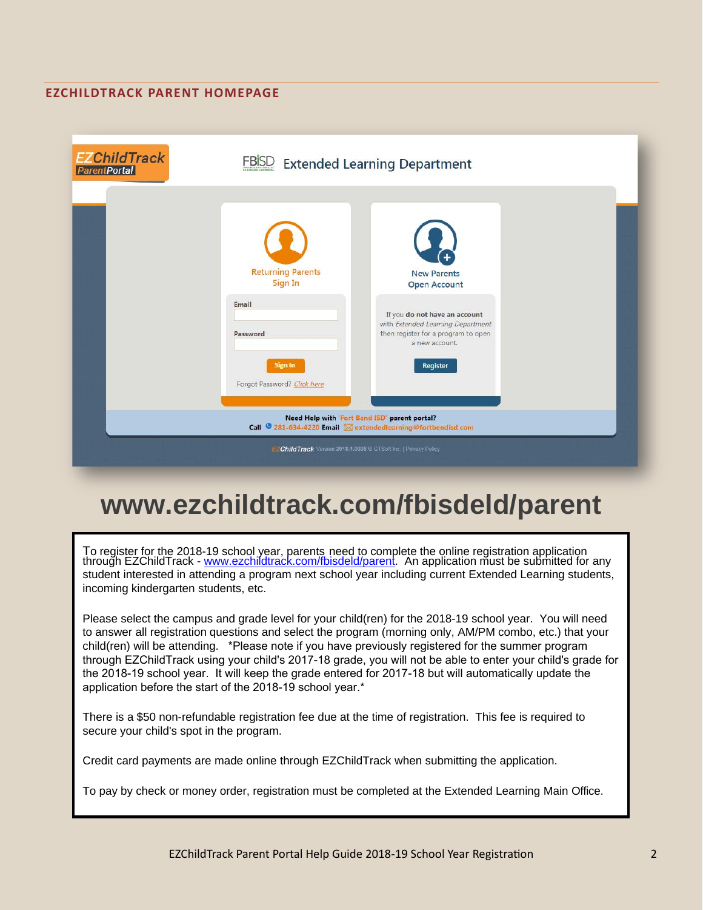## EZCHILDTRACK PARENT HOMEPAGE

# www.ezchildtrack.com/fbisdeld/parent

To register for the 2018-19 school year, parents need to complete the online registration application through EZChildTrack - www.ezchildtrack.com/fbisdeld/parent. An application must be submitted for any student interested in attending a program next school year including current Extended Learning students, incoming kindergarten students, etc.

Please select the campus and grade level for your child(ren) for the 2018-19 school year. You will need to answer all registration questions and select the program (morning only, AM/PM combo, etc.) that your child(ren) will be attending. *Please note if you have previously registered for the summer program through EZChildTrack using your child's 2017-18 grade, you will not be able to enter your child's grade for the 2018-19 school year. It will keep the grade entered for 2017-18 but will automatically update the application before the start of the 2018-19 school year.*

There is a $50 non-refundable registration fee due at the time of registration. This fee is required to secure your child's spot in the program.

Credit card payments are made online through EZChildTrack when submitting the application.

To pay by check or money order, registration must be completed at the Extended Learning Main Office.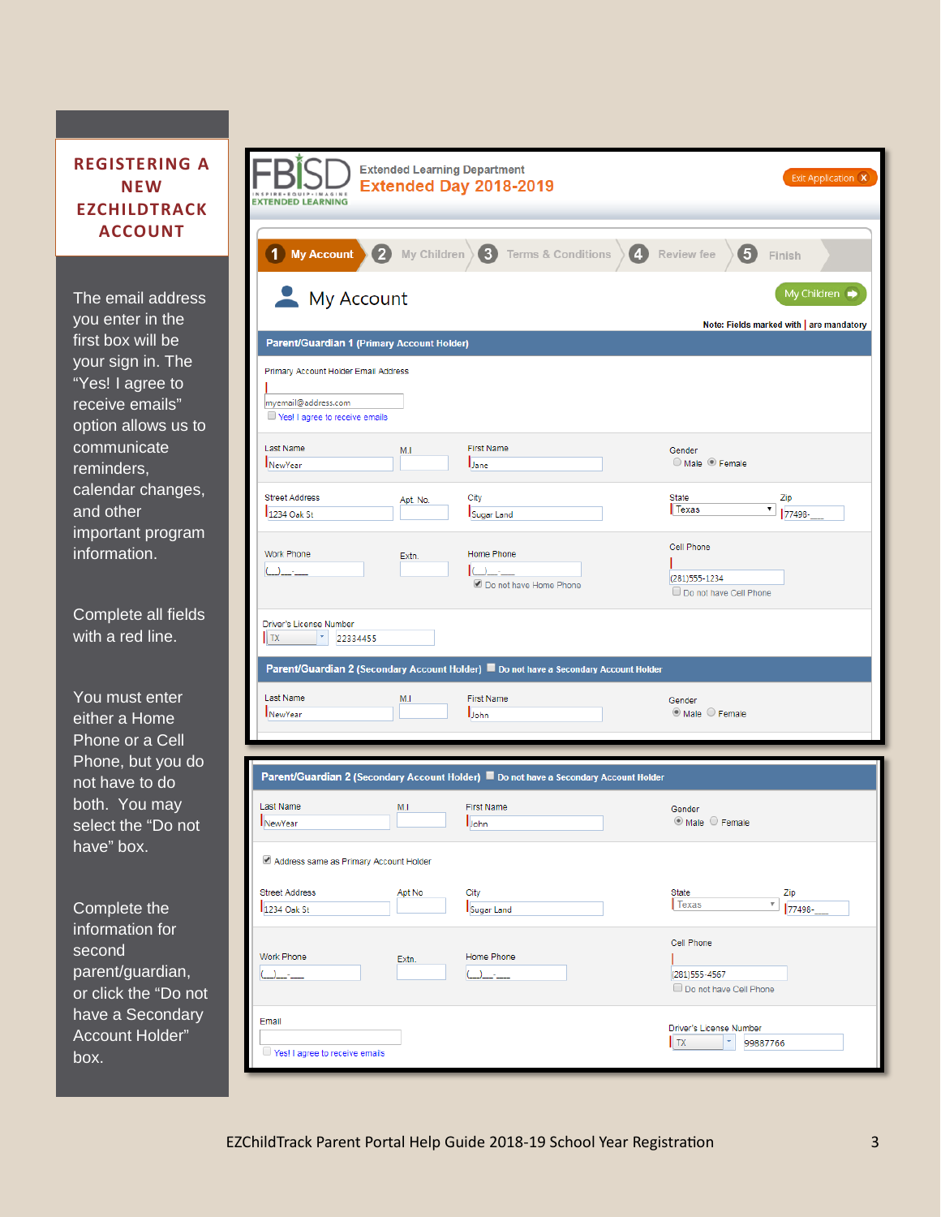# REGISTERING A NEW EZCHILDTRACK ACCOUNT

The email address you enter in the first box will be your sign in. The "Yes! I agree to receive emails" option allows us to communicate reminders, calendar changes, and other important program information.

Complete all fields with a red line.

You must enter either a Home Phone or a Cell Phone, but you do not have to do both. You may select the "Do not have" box.

Complete the information for second parent/guardian, or click the "Do not have a Secondary Account Holder" box.

FBISD EXTENDED LEARNING

Extended Learning Department

Extended Day 2018-2019

Exit Application

1 My Account | 2 My Children | 3 Terms & Conditions | 4 Review fee | 5 Finish

My Account

My Children

Note: Fields marked with | are mandatory

**Parent/Guardian 1 (Primary Account Holder)**

Primary Account Holder Email Address: myemail@address.com

Yes! I agree to receive emails

Last Name: NewYear | M.I | First Name: Jane | Gender: Male / Female

Street Address: 1234 Oak St | Apt. No. | City: Sugar Land | State: Texas | Zip: 77498-

Work Phone | Extn. | Home Phone | Do not have Home Phone | Cell Phone: (281)555-1234 | Do not have Cell Phone

Driver's License Number: TX 22334455

**Parent/Guardian 2 (Secondary Account Holder)** Do not have a Secondary Account Holder

Last Name: NewYear | M.I | First Name: John | Gender: Male / Female

Address same as Primary Account Holder

Street Address: 1234 Oak St | Apt No | City: Suger Land | State: Texas | Zip: 77498-

Work Phone | Extn. | Home Phone | Cell Phone: (281)555-4567 | Do not have Cell Phone

Email | Yes! I agree to receive emails

Driver's License Number: TX 99887766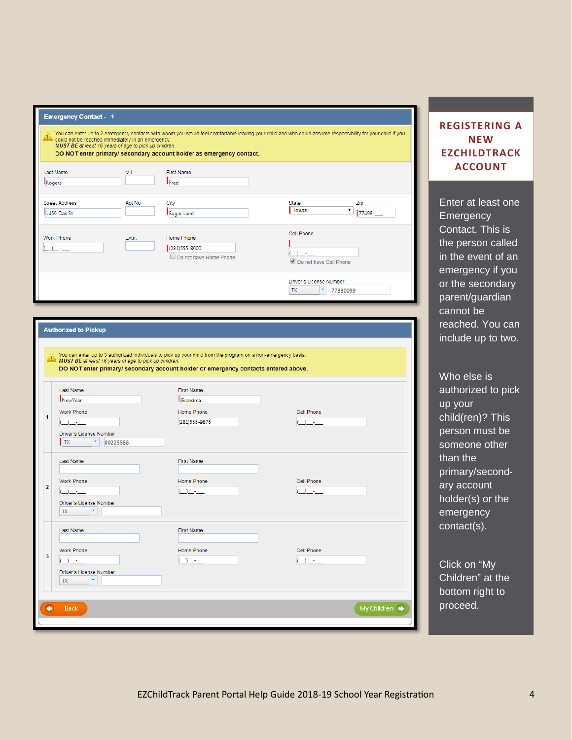**Emergency Contact - 1**

You can enter up to 2 emergency contacts with whom you would feel comfortable leaving your child and who could assume responsibility for your child if you could not be reached immediately in an emergency.
*MUST BE at least 16 years of age to pick up children.*
**DO NOT enter primary/ secondary account holder as emergency contact.**

| Last Name | M.I | First Name | | |
|---|---|---|---|---|
| Rogers | | Fred | | |

| Street Address | Apt No | City | State | Zip |
|---|---|---|---|---|
| 1456 Oak St | | Sugar Land | Texas | 77498-___ |

| Work Phone | Extn. | Home Phone | Cell Phone |
|---|---|---|---|
| (___)___-____ | | (281)555-8900 | (___)___-____ |
| | | ☐ Do not have Home Phone | ☑ Do not have Cell Phone |

Driver's License Number: TX 77880099

**Authorized to Pickup**

You can enter up to 3 authorized individuals to pick up your child from the program on a non-emergency basis.
*MUST BE at least 16 years of age to pick up children.*
**DO NOT enter primary/ secondary account holder or emergency contacts entered above.**

| # | Last Name | First Name | Work Phone | Home Phone | Cell Phone | Driver's License Number |
|---|---|---|---|---|---|---|
| 1 | NewYear | Grandma | (___)___-____ | (281)555-9876 | (___)___-____ | TX 00225588 |
| 2 | | | (___)___-____ | (___)___-____ | (___)___-____ | TX |
| 3 | | | (___)___-____ | (___)___-____ | (___)___-____ | TX |

Back | My Children

## REGISTERING A NEW EZCHILDTRACK ACCOUNT

Enter at least one Emergency Contact. This is the person called in the event of an emergency if you or the secondary parent/guardian cannot be reached. You can include up to two.

Who else is authorized to pick up your child(ren)? This person must be someone other than the primary/secondary account holder(s) or the emergency contact(s).

Click on "My Children" at the bottom right to proceed.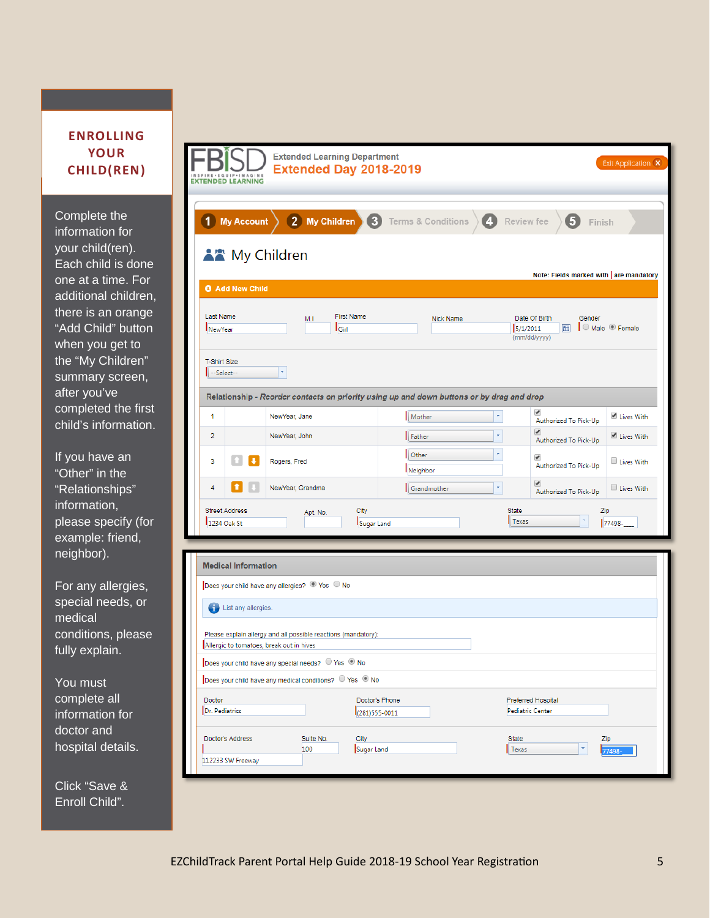# ENROLLING YOUR CHILD(REN)

Complete the information for your child(ren). Each child is done one at a time. For additional children, there is an orange "Add Child" button when you get to the "My Children" summary screen, after you've completed the first child's information.

If you have an "Other" in the "Relationships" information, please specify (for example: friend, neighbor).

For any allergies, special needs, or medical conditions, please fully explain.

You must complete all information for doctor and hospital details.

Click "Save & Enroll Child".

FBISD INSPIRE • EQUIP • IMAGINE EXTENDED LEARNING

Extended Learning Department
Extended Day 2018-2019

Exit Application

1 My Account | 2 My Children | 3 Terms & Conditions | 4 Review fee | 5 Finish

## My Children

Note: Fields marked with | are mandatory

**Add New Child**

| Last Name | M.I. | First Name | Nick Name | Date Of Birth | Gender |
|---|---|---|---|---|---|
| NewYear | | Girl | | 5/1/2011 (mm/dd/yyyy) | Male / Female (selected) |

T-Shirt Size: --Select--

**Relationship** - *Reorder contacts on priority using up and down buttons or by drag and drop*

| # | | Name | Relationship | Authorized To Pick-Up | Lives With |
|---|---|---|---|---|---|
| 1 | | NewYear, Jane | Mother | ✔ | ✔ |
| 2 | | NewYear, John | Father | ✔ | ✔ |
| 3 | ⬆ ⬇ | Rogers, Fred | Other: Neighbor | ✔ | |
| 4 | ⬆ ⬇ | NewYear, Grandma | Grandmother | ✔ | |

| Street Address | Apt. No. | City | State | Zip |
|---|---|---|---|---|
| 1234 Oak St | | Sugar Land | Texas | 77498-____ |

**Medical Information**

Does your child have any allergies? (●) Yes ( ) No

List any allergies.

Please explain allergy and all possible reactions (mandatory): Allergic to tomatoes, break out in hives

Does your child have any special needs? ( ) Yes (●) No

Does your child have any medical conditions? ( ) Yes (●) No

| Doctor | Doctor's Phone | Preferred Hospital |
|---|---|---|
| Dr. Pediatrics | (281)555-0011 | Pediatric Center |

| Doctor's Address | Suite No. | City | State | Zip |
|---|---|---|---|---|
| 112233 SW Freeway | 100 | Sugar Land | Texas | 77498- |

EZChildTrack Parent Portal Help Guide 2018-19 School Year Registration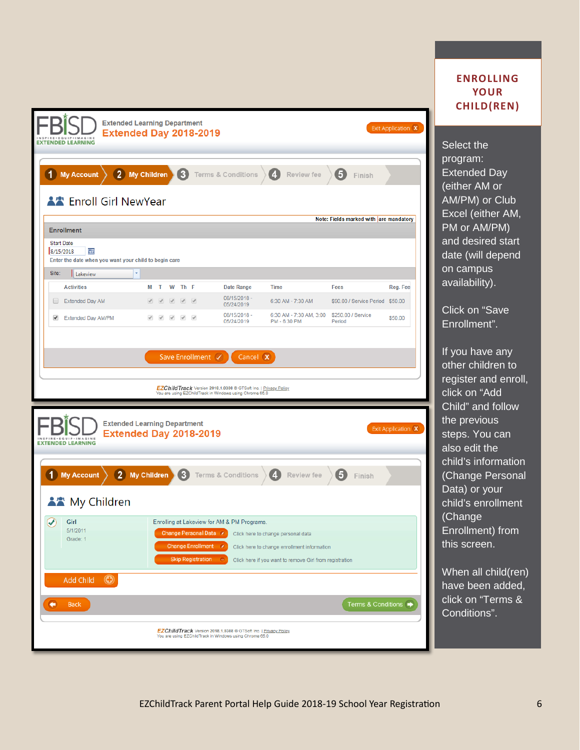## ENROLLING YOUR CHILD(REN)

Extended Learning Department
Extended Day 2018-2019

1 My Account 2 My Children 3 Terms & Conditions 4 Review fee 5 Finish

### Enroll Girl NewYear

Note: Fields marked with | are mandatory

**Enrollment**

Start Date
8/15/2018
Enter the date when you want your child to begin care

Site: Lakeview

| | Activities | M | T | W | Th | F | Date Range | Time | Fees | Reg. Fee |
|---|---|---|---|---|---|---|---|---|---|---|
| ☐ | Extended Day AM | ✓ | ✓ | ✓ | ✓ | ✓ | 08/15/2018 - 05/24/2019 | 6:30 AM - 7:30 AM | $90.00 / Service Period | $50.00 |
| ☑ | Extended Day AM/PM | ✓ | ✓ | ✓ | ✓ | ✓ | 08/15/2018 - 05/24/2019 | 6:30 AM - 7:30 AM, 3:00 PM - 6:30 PM | $250.00 / Service Period | $50.00 |

Save Enrollment | Cancel

EZChildTrack Version 2018.1.0308 © GTSoft Inc. | Privacy Policy
You are using EZChildTrack in Windows using Chrome 65.0

Extended Learning Department
Extended Day 2018-2019

1 My Account 2 My Children 3 Terms & Conditions 4 Review fee 5 Finish

### My Children

Girl
5/1/2011
Grade: 1

Enrolling at Lakeview for AM & PM Programs.

- Change Personal Data — Click here to change personal data
- Change Enrollment — Click here to change enrollment information
- Skip Registration — Click here if you want to remove Girl from registration

Add Child

Back | Terms & Conditions

EZChildTrack Version 2018.1.0308 © GTSoft Inc. | Privacy Policy
You are using EZChildTrack in Windows using Chrome 65.0

Select the program: Extended Day (either AM or AM/PM) or Club Excel (either AM, PM or AM/PM) and desired start date (will depend on campus availability).

Click on "Save Enrollment".

If you have any other children to register and enroll, click on "Add Child" and follow the previous steps. You can also edit the child's information (Change Personal Data) or your child's enrollment (Change Enrollment) from this screen.

When all child(ren) have been added, click on "Terms & Conditions".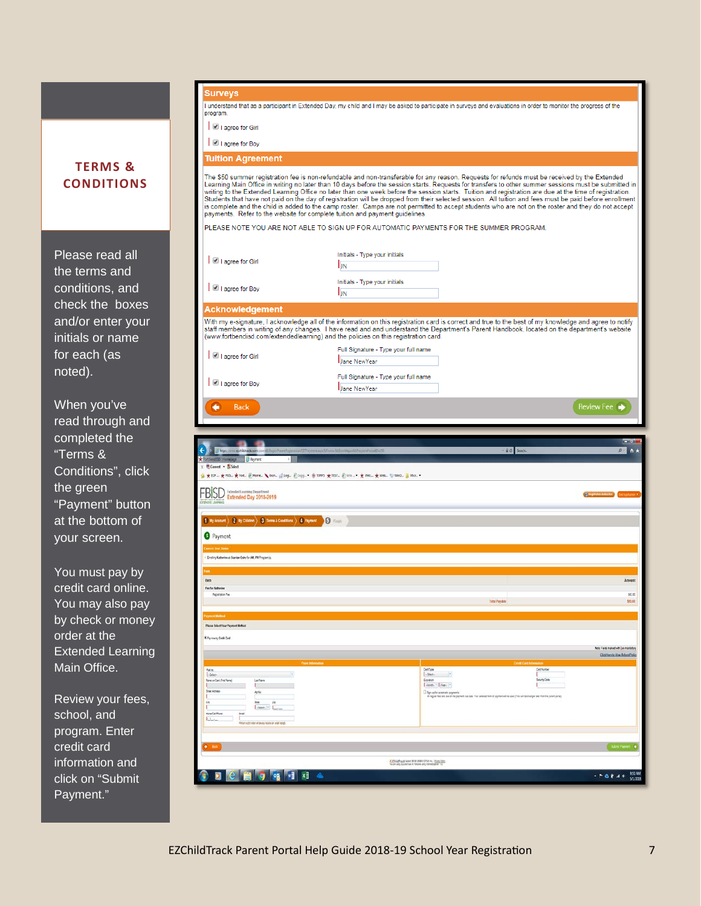## TERMS & CONDITIONS

Please read all the terms and conditions, and check the boxes and/or enter your initials or name for each (as noted).

When you've read through and completed the "Terms & Conditions", click the green "Payment" button at the bottom of your screen.

You must pay by credit card online. You may also pay by check or money order at the Extended Learning Main Office.

Review your fees, school, and program. Enter credit card information and click on "Submit Payment."

### Surveys

I understand that as a participant in Extended Day, my child and I may be asked to participate in surveys and evaluations in order to monitor the progress of the program.

- [x] I agree for Girl
- [x] I agree for Boy

### Tuition Agreement

The $50 summer registration fee is non-refundable and non-transferable for any reason. Requests for refunds must be received by the Extended Learning Main Office in writing no later than 10 days before the session starts. Requests for transfers to other summer sessions must be submitted in writing to the Extended Learning Office no later than one week before the session starts. Tuition and registration are due at the time of registration. Students that have not paid on the day of registration will be dropped from their selected session. All tuition and fees must be paid before enrollment is complete and the child is added to the camp roster. Camps are not permitted to accept students who are not on the roster and they do not accept payments. Refer to the website for complete tuition and payment guidelines.

PLEASE NOTE YOU ARE NOT ABLE TO SIGN UP FOR AUTOMATIC PAYMENTS FOR THE SUMMER PROGRAM.

- [x] I agree for Girl — Initials - Type your initials: JN
- [x] I agree for Boy — Initials - Type your initials: JN

### Acknowledgement

With my e-signature, I acknowledge all of the information on this registration card is correct and true to the best of my knowledge and agree to notify staff members in writing of any changes. I have read and understand the Department's Parent Handbook, located on the department's website (www.fortbendisd.com/extendedlearning) and the policies on this registration card.

- [x] I agree for Girl — Full Signature - Type your full name: Jane NewYear
- [x] I agree for Boy — Full Signature - Type your full name: Jane NewYear

Back | Review Fee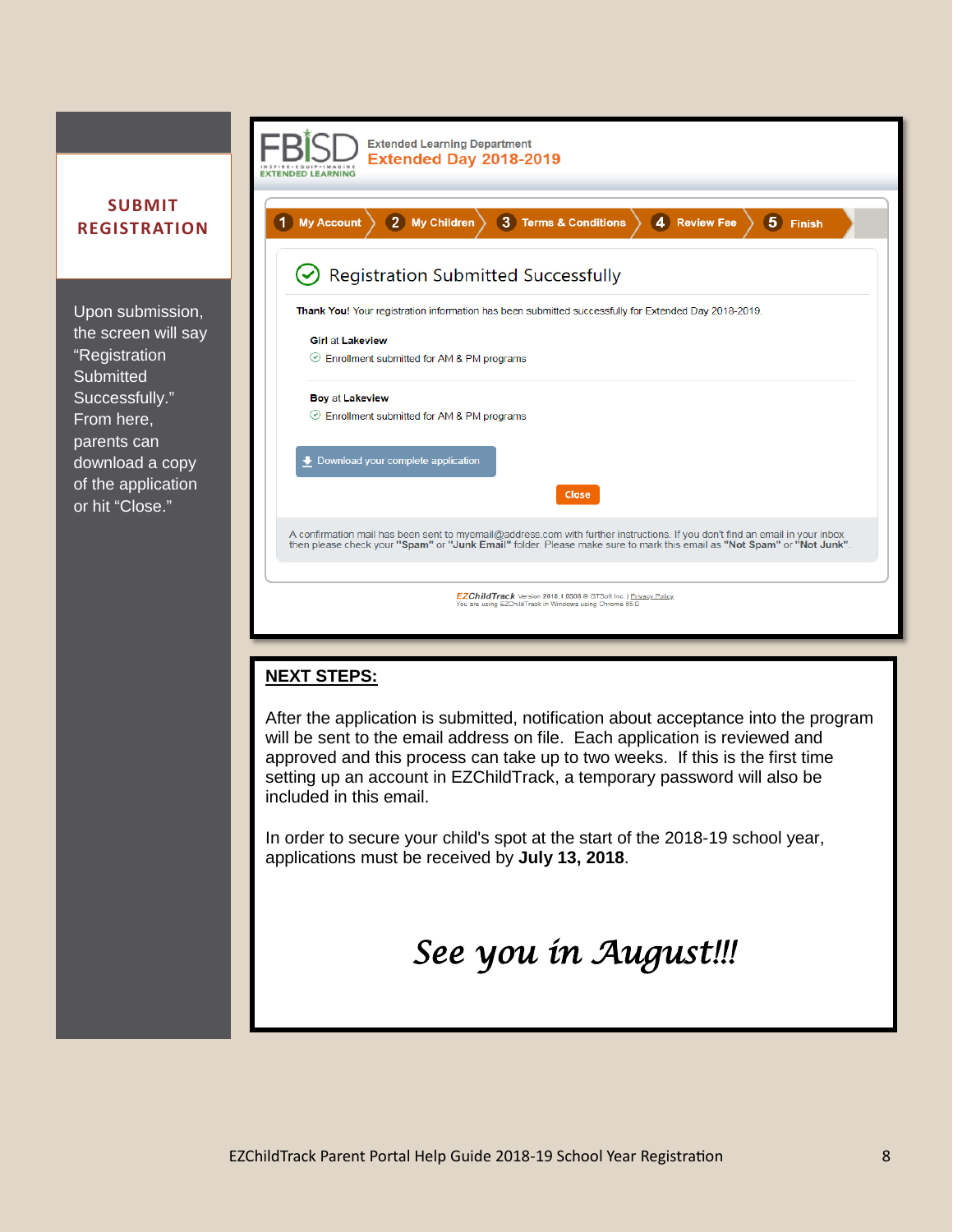## SUBMIT REGISTRATION

Upon submission, the screen will say "Registration Submitted Successfully." From here, parents can download a copy of the application or hit "Close."

FBISD
INSPIRE • EQUIP • IMAGINE
EXTENDED LEARNING

Extended Learning Department
Extended Day 2018-2019

1 My Account | 2 My Children | 3 Terms & Conditions | 4 Review Fee | 5 Finish

Registration Submitted Successfully

**Thank You!** Your registration information has been submitted successfully for Extended Day 2018-2019.

**Girl** at **Lakeview**
Enrollment submitted for AM & PM programs

**Boy** at **Lakeview**
Enrollment submitted for AM & PM programs

Download your complete application

Close

A confirmation mail has been sent to myemail@address.com with further instructions. If you don't find an email in your inbox then please check your **"Spam"** or **"Junk Email"** folder. Please make sure to mark this email as **"Not Spam"** or **"Not Junk"**.

*EZChildTrack* Version 2018.1.0308 © GTSoft Inc. | Privacy Policy
You are using EZChildTrack in Windows using Chrome 65.0

### NEXT STEPS:

After the application is submitted, notification about acceptance into the program will be sent to the email address on file. Each application is reviewed and approved and this process can take up to two weeks. If this is the first time setting up an account in EZChildTrack, a temporary password will also be included in this email.

In order to secure your child's spot at the start of the 2018-19 school year, applications must be received by **July 13, 2018**.

*See you in August!!!*